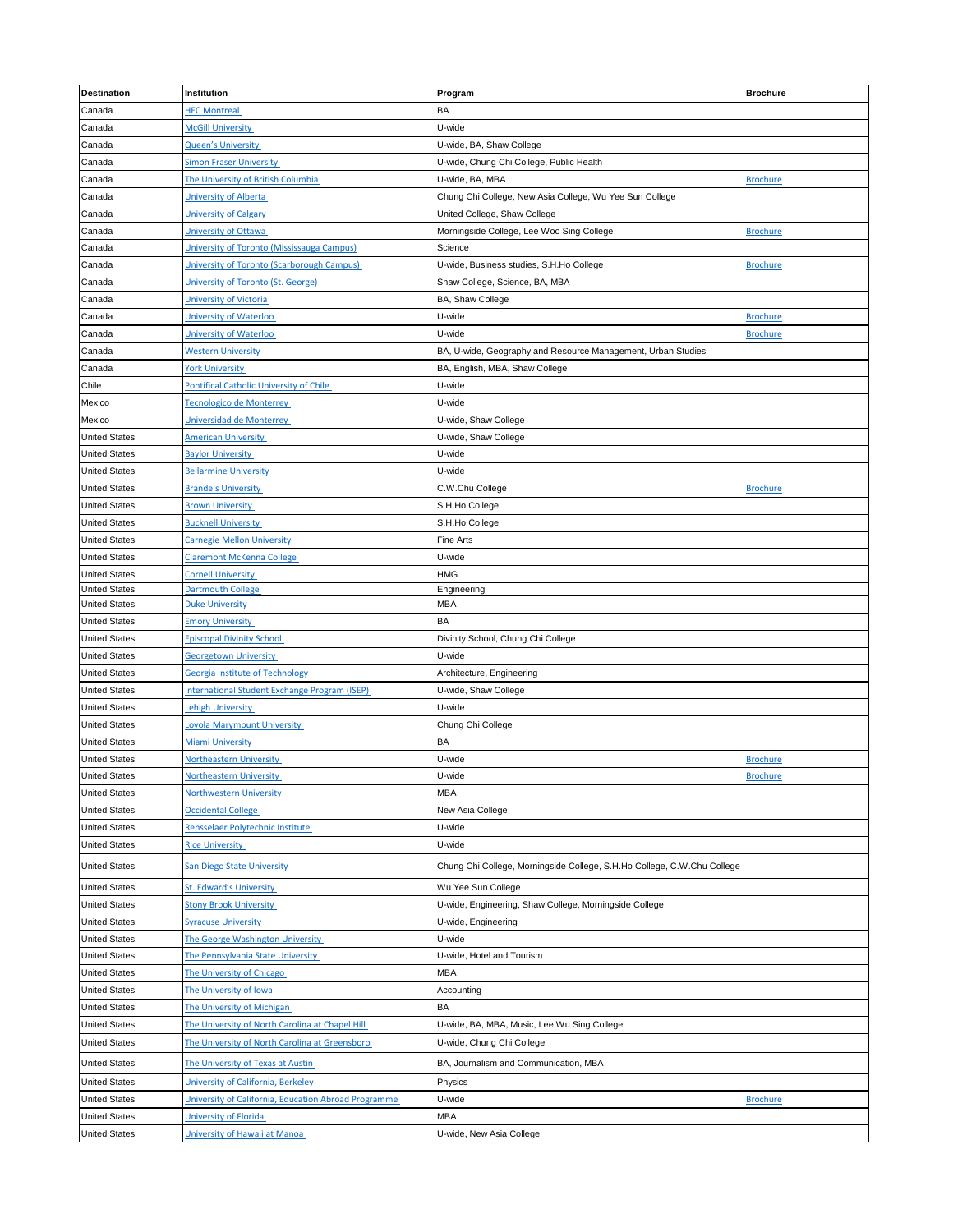| Destination | Institution | Program | Brochure |
|---|---|---|---|
| Canada | HEC Montreal | BA | |
| Canada | McGill University | U-wide | |
| Canada | Queen's University | U-wide, BA, Shaw College | |
| Canada | Simon Fraser University | U-wide, Chung Chi College, Public Health | |
| Canada | The University of British Columbia | U-wide, BA, MBA | Brochure |
| Canada | University of Alberta | Chung Chi College, New Asia College, Wu Yee Sun College | |
| Canada | University of Calgary | United College, Shaw College | |
| Canada | University of Ottawa | Morningside College, Lee Woo Sing College | Brochure |
| Canada | University of Toronto (Mississauga Campus) | Science | |
| Canada | University of Toronto (Scarborough Campus) | U-wide, Business studies, S.H.Ho College | Brochure |
| Canada | University of Toronto (St. George) | Shaw College, Science, BA, MBA | |
| Canada | University of Victoria | BA, Shaw College | |
| Canada | University of Waterloo | U-wide | Brochure |
| Canada | University of Waterloo | U-wide | Brochure |
| Canada | Western University | BA, U-wide, Geography and Resource Management, Urban Studies | |
| Canada | York University | BA, English, MBA, Shaw College | |
| Chile | Pontifical Catholic University of Chile | U-wide | |
| Mexico | Tecnologico de Monterrey | U-wide | |
| Mexico | Universidad de Monterrey | U-wide, Shaw College | |
| United States | American University | U-wide, Shaw College | |
| United States | Baylor University | U-wide | |
| United States | Bellarmine University | U-wide | |
| United States | Brandeis University | C.W.Chu College | Brochure |
| United States | Brown University | S.H.Ho College | |
| United States | Bucknell University | S.H.Ho College | |
| United States | Carnegie Mellon University | Fine Arts | |
| United States | Claremont McKenna College | U-wide | |
| United States | Cornell University | HMG | |
| United States | Dartmouth College | Engineering | |
| United States | Duke University | MBA | |
| United States | Emory University | BA | |
| United States | Episcopal Divinity School | Divinity School, Chung Chi College | |
| United States | Georgetown University | U-wide | |
| United States | Georgia Institute of Technology | Architecture, Engineering | |
| United States | International Student Exchange Program (ISEP) | U-wide, Shaw College | |
| United States | Lehigh University | U-wide | |
| United States | Loyola Marymount University | Chung Chi College | |
| United States | Miami University | BA | |
| United States | Northeastern University | U-wide | Brochure |
| United States | Northeastern University | U-wide | Brochure |
| United States | Northwestern University | MBA | |
| United States | Occidental College | New Asia College | |
| United States | Rensselaer Polytechnic Institute | U-wide | |
| United States | Rice University | U-wide | |
| United States | San Diego State University | Chung Chi College, Morningside College, S.H.Ho College, C.W.Chu College | |
| United States | St. Edward's University | Wu Yee Sun College | |
| United States | Stony Brook University | U-wide, Engineering, Shaw College, Morningside College | |
| United States | Syracuse University | U-wide, Engineering | |
| United States | The George Washington University | U-wide | |
| United States | The Pennsylvania State University | U-wide, Hotel and Tourism | |
| United States | The University of Chicago | MBA | |
| United States | The University of Iowa | Accounting | |
| United States | The University of Michigan | BA | |
| United States | The University of North Carolina at Chapel Hill | U-wide, BA, MBA, Music, Lee Wu Sing College | |
| United States | The University of North Carolina at Greensboro | U-wide, Chung Chi College | |
| United States | The University of Texas at Austin | BA, Journalism and Communication, MBA | |
| United States | University of California, Berkeley | Physics | |
| United States | University of California, Education Abroad Programme | U-wide | Brochure |
| United States | University of Florida | MBA | |
| United States | University of Hawaii at Manoa | U-wide, New Asia College | |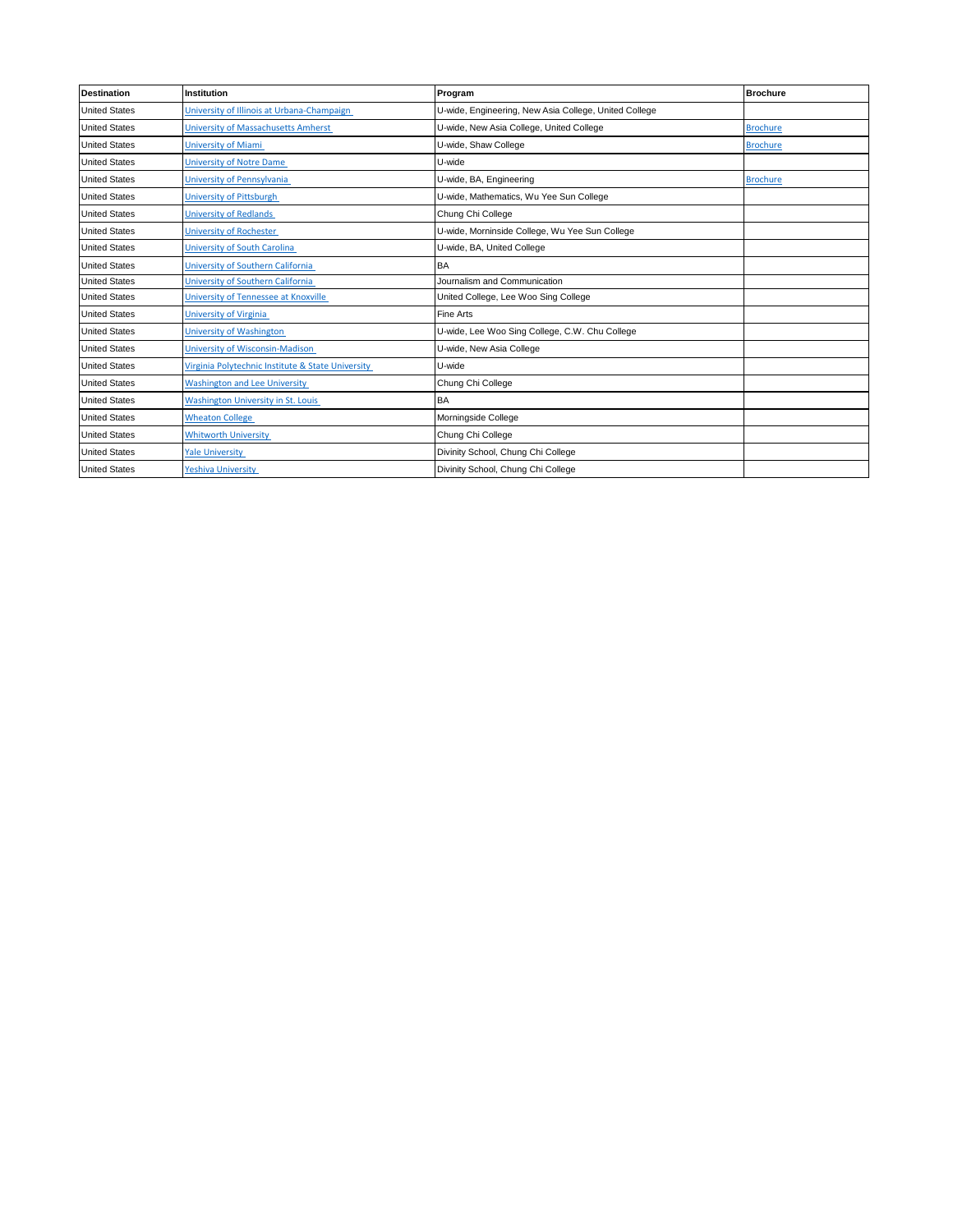| Destination | Institution | Program | Brochure |
| --- | --- | --- | --- |
| United States | University of Illinois at Urbana-Champaign | U-wide, Engineering, New Asia College, United College | |
| United States | University of Massachusetts Amherst | U-wide, New Asia College, United College | Brochure |
| United States | University of Miami | U-wide, Shaw College | Brochure |
| United States | University of Notre Dame | U-wide | |
| United States | University of Pennsylvania | U-wide, BA, Engineering | Brochure |
| United States | University of Pittsburgh | U-wide, Mathematics, Wu Yee Sun College | |
| United States | University of Redlands | Chung Chi College | |
| United States | University of Rochester | U-wide, Morninside College, Wu Yee Sun College | |
| United States | University of South Carolina | U-wide, BA, United College | |
| United States | University of Southern California | BA | |
| United States | University of Southern California | Journalism and Communication | |
| United States | University of Tennessee at Knoxville | United College, Lee Woo Sing College | |
| United States | University of Virginia | Fine Arts | |
| United States | University of Washington | U-wide, Lee Woo Sing College, C.W. Chu College | |
| United States | University of Wisconsin-Madison | U-wide, New Asia College | |
| United States | Virginia Polytechnic Institute & State University | U-wide | |
| United States | Washington and Lee University | Chung Chi College | |
| United States | Washington University in St. Louis | BA | |
| United States | Wheaton College | Morningside College | |
| United States | Whitworth University | Chung Chi College | |
| United States | Yale University | Divinity School, Chung Chi College | |
| United States | Yeshiva University | Divinity School, Chung Chi College | |